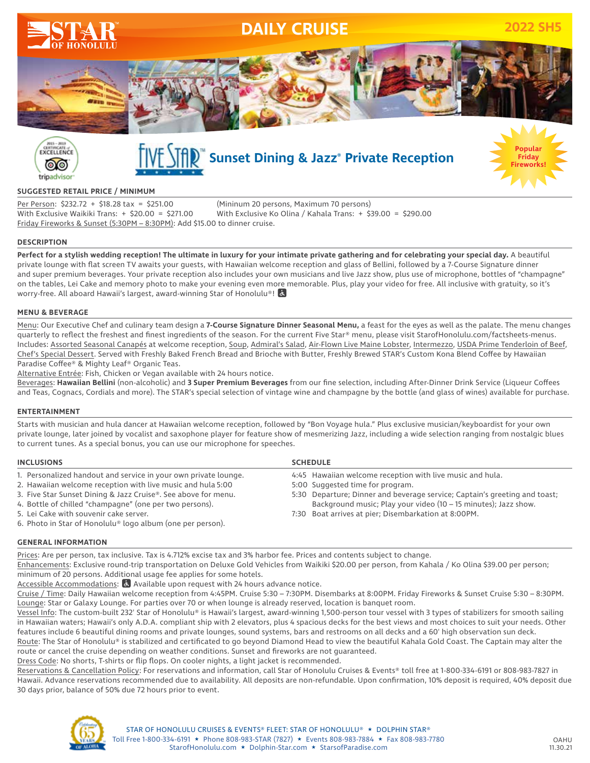# DAILY CRUISE

2022 SH5

## FIVE STAR™ Sunset Dining & Jazz® Private Reception

Popular Friday Fireworks!

### SUGGESTED RETAIL PRICE / MINIMUM

Per Person: \$232.72 + \$18.28 tax = \$251.00 (Mininum 20 persons, Maximum 70 persons)
With Exclusive Waikiki Trans: + \$20.00 = \$271.00 With Exclusive Ko Olina / Kahala Trans: + \$39.00 = \$290.00
Friday Fireworks & Sunset (5:30PM – 8:30PM): Add \$15.00 to dinner cruise.

### DESCRIPTION

**Perfect for a stylish wedding reception! The ultimate in luxury for your intimate private gathering and for celebrating your special day.** A beautiful private lounge with flat screen TV awaits your guests, with Hawaiian welcome reception and glass of Bellini, followed by a 7-Course Signature dinner and super premium beverages. Your private reception also includes your own musicians and live Jazz show, plus use of microphone, bottles of "champagne" on the tables, Lei Cake and memory photo to make your evening even more memorable. Plus, play your video for free. All inclusive with gratuity, so it's worry-free. All aboard Hawaii's largest, award-winning Star of Honolulu®! ♿

### MENU & BEVERAGE

Menu: Our Executive Chef and culinary team design a **7-Course Signature Dinner Seasonal Menu,** a feast for the eyes as well as the palate. The menu changes quarterly to reflect the freshest and finest ingredients of the season. For the current Five Star® menu, please visit StarofHonolulu.com/factsheets-menus. Includes: Assorted Seasonal Canapés at welcome reception, Soup, Admiral's Salad, Air-Flown Live Maine Lobster, Intermezzo, USDA Prime Tenderloin of Beef, Chef's Special Dessert. Served with Freshly Baked French Bread and Brioche with Butter, Freshly Brewed STAR's Custom Kona Blend Coffee by Hawaiian Paradise Coffee® & Mighty Leaf® Organic Teas.
Alternative Entrée: Fish, Chicken or Vegan available with 24 hours notice.
Beverages: **Hawaiian Bellini** (non-alcoholic) and **3 Super Premium Beverages** from our fine selection, including After-Dinner Drink Service (Liqueur Coffees and Teas, Cognacs, Cordials and more). The STAR's special selection of vintage wine and champagne by the bottle (and glass of wines) available for purchase.

### ENTERTAINMENT

Starts with musician and hula dancer at Hawaiian welcome reception, followed by "Bon Voyage hula." Plus exclusive musician/keyboardist for your own private lounge, later joined by vocalist and saxophone player for feature show of mesmerizing Jazz, including a wide selection ranging from nostalgic blues to current tunes. As a special bonus, you can use our microphone for speeches.

### INCLUSIONS

1. Personalized handout and service in your own private lounge.
2. Hawaiian welcome reception with live music and hula 5:00
3. Five Star Sunset Dining & Jazz Cruise®. See above for menu.
4. Bottle of chilled "champagne" (one per two persons).
5. Lei Cake with souvenir cake server.
6. Photo in Star of Honolulu® logo album (one per person).

### SCHEDULE

- 4:45 Hawaiian welcome reception with live music and hula.
- 5:00 Suggested time for program.
- 5:30 Departure; Dinner and beverage service; Captain's greeting and toast; Background music; Play your video (10 – 15 minutes); Jazz show.
- 7:30 Boat arrives at pier; Disembarkation at 8:00PM.

### GENERAL INFORMATION

Prices: Are per person, tax inclusive. Tax is 4.712% excise tax and 3% harbor fee. Prices and contents subject to change.
Enhancements: Exclusive round-trip transportation on Deluxe Gold Vehicles from Waikiki \$20.00 per person, from Kahala / Ko Olina \$39.00 per person; minimum of 20 persons. Additional usage fee applies for some hotels.
Accessible Accommodations: ♿ Available upon request with 24 hours advance notice.
Cruise / Time: Daily Hawaiian welcome reception from 4:45PM. Cruise 5:30 – 7:30PM. Disembarks at 8:00PM. Friday Fireworks & Sunset Cruise 5:30 – 8:30PM.
Lounge: Star or Galaxy Lounge. For parties over 70 or when lounge is already reserved, location is banquet room.
Vessel Info: The custom-built 232' Star of Honolulu® is Hawaii's largest, award-winning 1,500-person tour vessel with 3 types of stabilizers for smooth sailing in Hawaiian waters; Hawaii's only A.D.A. compliant ship with 2 elevators, plus 4 spacious decks for the best views and most choices to suit your needs. Other features include 6 beautiful dining rooms and private lounges, sound systems, bars and restrooms on all decks and a 60' high observation sun deck.
Route: The Star of Honolulu® is stabilized and certificated to go beyond Diamond Head to view the beautiful Kahala Gold Coast. The Captain may alter the route or cancel the cruise depending on weather conditions. Sunset and fireworks are not guaranteed.
Dress Code: No shorts, T-shirts or flip flops. On cooler nights, a light jacket is recommended.
Reservations & Cancellation Policy: For reservations and information, call Star of Honolulu Cruises & Events® toll free at 1-800-334-6191 or 808-983-7827 in Hawaii. Advance reservations recommended due to availability. All deposits are non-refundable. Upon confirmation, 10% deposit is required, 40% deposit due 30 days prior, balance of 50% due 72 hours prior to event.

STAR OF HONOLULU CRUISES & EVENTS® FLEET: STAR OF HONOLULU® ★ DOLPHIN STAR®
Toll Free 1-800-334-6191 ★ Phone 808-983-STAR (7827) ★ Events 808-983-7884 ★ Fax 808-983-7780
StarofHonolulu.com ★ Dolphin-Star.com ★ StarsofParadise.com

OAHU 11.30.21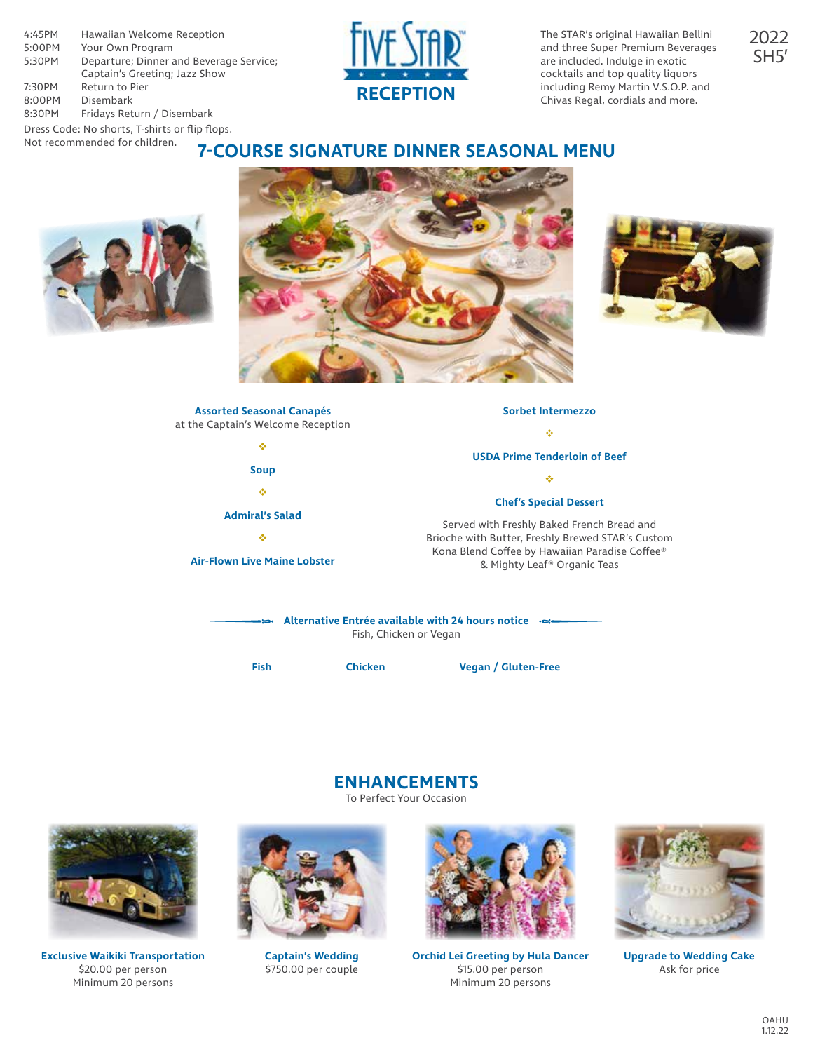| | |
|---|---|
| 4:45PM | Hawaiian Welcome Reception |
| 5:00PM | Your Own Program |
| 5:30PM | Departure; Dinner and Beverage Service; Captain's Greeting; Jazz Show |
| 7:30PM | Return to Pier |
| 8:00PM | Disembark |
| 8:30PM | Fridays Return / Disembark |

Dress Code: No shorts, T-shirts or flip flops.
Not recommended for children.

# FIVE STAR™ RECEPTION

The STAR's original Hawaiian Bellini and three Super Premium Beverages are included. Indulge in exotic cocktails and top quality liquors including Remy Martin V.S.O.P. and Chivas Regal, cordials and more.

2022
SH5′

## 7-COURSE SIGNATURE DINNER SEASONAL MENU

**Assorted Seasonal Canapés**
at the Captain's Welcome Reception

**Soup**

**Admiral's Salad**

**Air-Flown Live Maine Lobster**

**Sorbet Intermezzo**

**USDA Prime Tenderloin of Beef**

**Chef's Special Dessert**

Served with Freshly Baked French Bread and Brioche with Butter, Freshly Brewed STAR's Custom Kona Blend Coffee by Hawaiian Paradise Coffee® & Mighty Leaf® Organic Teas

**Alternative Entrée available with 24 hours notice**
Fish, Chicken or Vegan

**Fish** **Chicken** **Vegan / Gluten-Free**

## ENHANCEMENTS

To Perfect Your Occasion

**Exclusive Waikiki Transportation**
$20.00 per person
Minimum 20 persons

**Captain's Wedding**
$750.00 per couple

**Orchid Lei Greeting by Hula Dancer**
$15.00 per person
Minimum 20 persons

**Upgrade to Wedding Cake**
Ask for price

OAHU
1.12.22